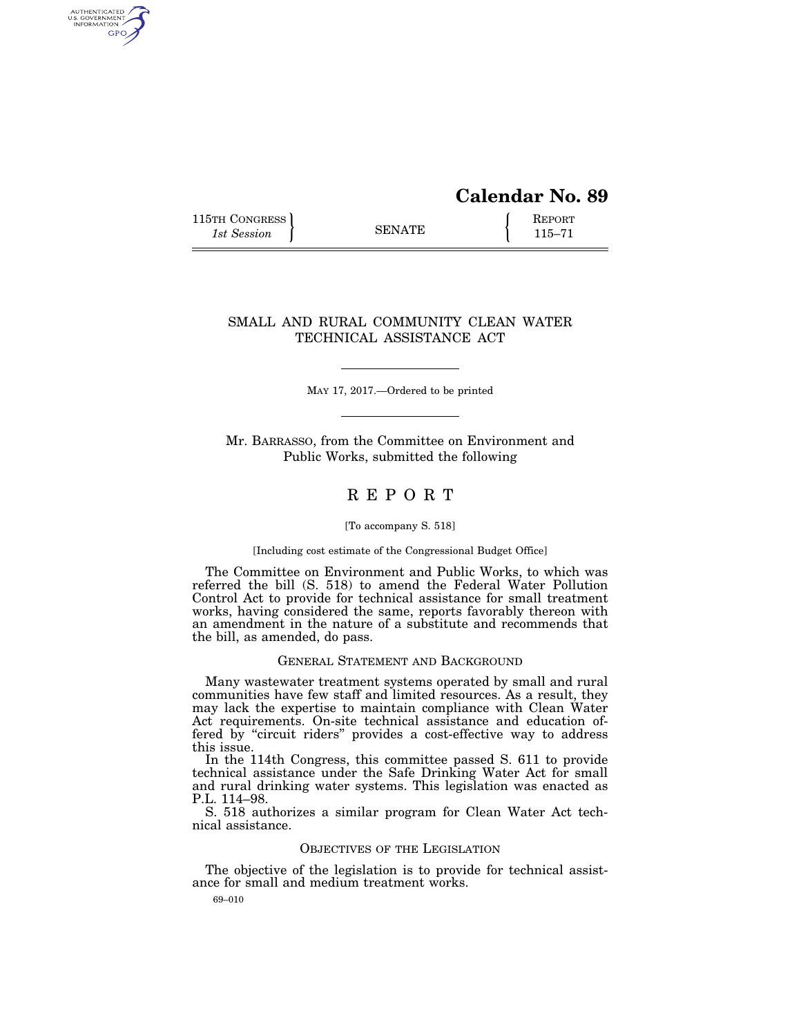# Calendar No. 89

115TH CONGRESS
*1st Session*

SENATE

REPORT
115–71

## SMALL AND RURAL COMMUNITY CLEAN WATER TECHNICAL ASSISTANCE ACT

MAY 17, 2017.—Ordered to be printed

Mr. BARRASSO, from the Committee on Environment and Public Works, submitted the following

## REPORT

[To accompany S. 518]

[Including cost estimate of the Congressional Budget Office]

The Committee on Environment and Public Works, to which was referred the bill (S. 518) to amend the Federal Water Pollution Control Act to provide for technical assistance for small treatment works, having considered the same, reports favorably thereon with an amendment in the nature of a substitute and recommends that the bill, as amended, do pass.

### GENERAL STATEMENT AND BACKGROUND

Many wastewater treatment systems operated by small and rural communities have few staff and limited resources. As a result, they may lack the expertise to maintain compliance with Clean Water Act requirements. On-site technical assistance and education offered by "circuit riders" provides a cost-effective way to address this issue.

In the 114th Congress, this committee passed S. 611 to provide technical assistance under the Safe Drinking Water Act for small and rural drinking water systems. This legislation was enacted as P.L. 114–98.

S. 518 authorizes a similar program for Clean Water Act technical assistance.

### OBJECTIVES OF THE LEGISLATION

The objective of the legislation is to provide for technical assistance for small and medium treatment works.

69–010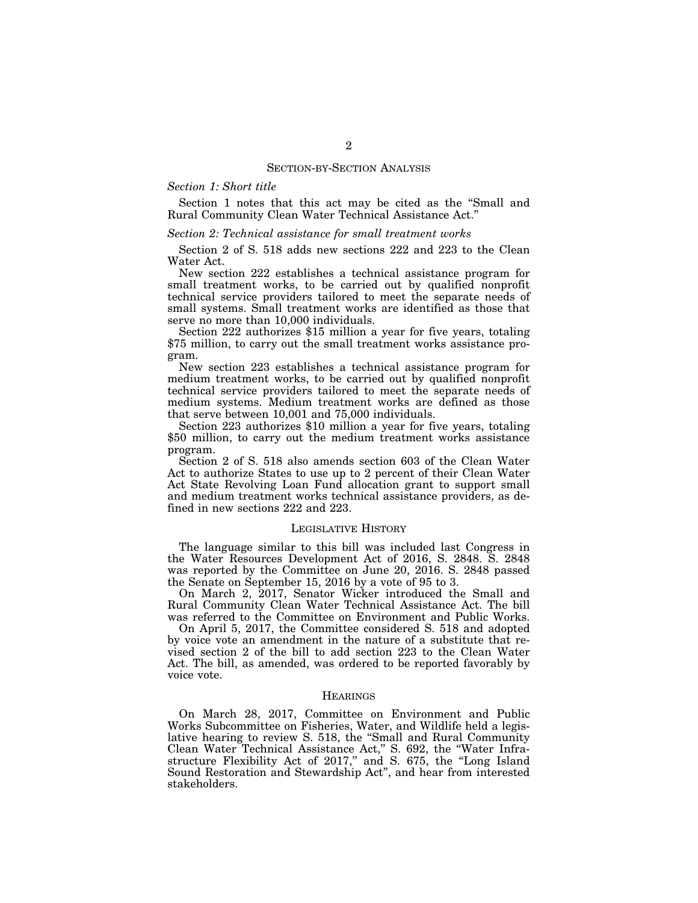## SECTION-BY-SECTION ANALYSIS

*Section 1: Short title*

Section 1 notes that this act may be cited as the "Small and Rural Community Clean Water Technical Assistance Act."

*Section 2: Technical assistance for small treatment works*

Section 2 of S. 518 adds new sections 222 and 223 to the Clean Water Act.

New section 222 establishes a technical assistance program for small treatment works, to be carried out by qualified nonprofit technical service providers tailored to meet the separate needs of small systems. Small treatment works are identified as those that serve no more than 10,000 individuals.

Section 222 authorizes $15 million a year for five years, totaling $75 million, to carry out the small treatment works assistance program.

New section 223 establishes a technical assistance program for medium treatment works, to be carried out by qualified nonprofit technical service providers tailored to meet the separate needs of medium systems. Medium treatment works are defined as those that serve between 10,001 and 75,000 individuals.

Section 223 authorizes $10 million a year for five years, totaling $50 million, to carry out the medium treatment works assistance program.

Section 2 of S. 518 also amends section 603 of the Clean Water Act to authorize States to use up to 2 percent of their Clean Water Act State Revolving Loan Fund allocation grant to support small and medium treatment works technical assistance providers, as defined in new sections 222 and 223.

## LEGISLATIVE HISTORY

The language similar to this bill was included last Congress in the Water Resources Development Act of 2016, S. 2848. S. 2848 was reported by the Committee on June 20, 2016. S. 2848 passed the Senate on September 15, 2016 by a vote of 95 to 3.

On March 2, 2017, Senator Wicker introduced the Small and Rural Community Clean Water Technical Assistance Act. The bill was referred to the Committee on Environment and Public Works.

On April 5, 2017, the Committee considered S. 518 and adopted by voice vote an amendment in the nature of a substitute that revised section 2 of the bill to add section 223 to the Clean Water Act. The bill, as amended, was ordered to be reported favorably by voice vote.

## HEARINGS

On March 28, 2017, Committee on Environment and Public Works Subcommittee on Fisheries, Water, and Wildlife held a legislative hearing to review S. 518, the "Small and Rural Community Clean Water Technical Assistance Act," S. 692, the "Water Infrastructure Flexibility Act of 2017," and S. 675, the "Long Island Sound Restoration and Stewardship Act", and hear from interested stakeholders.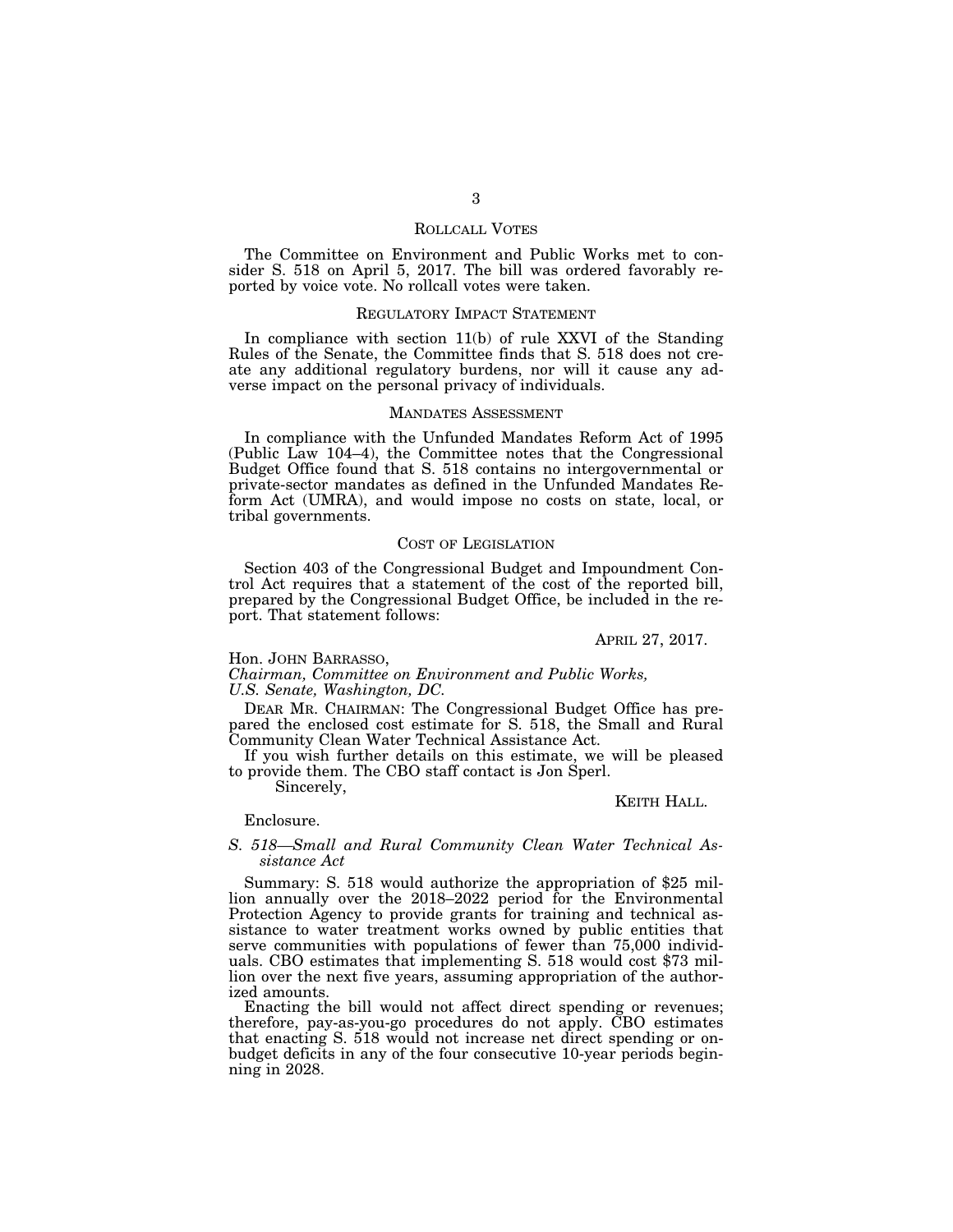## ROLLCALL VOTES

The Committee on Environment and Public Works met to consider S. 518 on April 5, 2017. The bill was ordered favorably reported by voice vote. No rollcall votes were taken.

## REGULATORY IMPACT STATEMENT

In compliance with section 11(b) of rule XXVI of the Standing Rules of the Senate, the Committee finds that S. 518 does not create any additional regulatory burdens, nor will it cause any adverse impact on the personal privacy of individuals.

## MANDATES ASSESSMENT

In compliance with the Unfunded Mandates Reform Act of 1995 (Public Law 104–4), the Committee notes that the Congressional Budget Office found that S. 518 contains no intergovernmental or private-sector mandates as defined in the Unfunded Mandates Reform Act (UMRA), and would impose no costs on state, local, or tribal governments.

## COST OF LEGISLATION

Section 403 of the Congressional Budget and Impoundment Control Act requires that a statement of the cost of the reported bill, prepared by the Congressional Budget Office, be included in the report. That statement follows:

APRIL 27, 2017.

Hon. JOHN BARRASSO,
*Chairman, Committee on Environment and Public Works,*
*U.S. Senate, Washington, DC.*

DEAR MR. CHAIRMAN: The Congressional Budget Office has prepared the enclosed cost estimate for S. 518, the Small and Rural Community Clean Water Technical Assistance Act.

If you wish further details on this estimate, we will be pleased to provide them. The CBO staff contact is Jon Sperl.

Sincerely,

KEITH HALL.

Enclosure.

*S. 518—Small and Rural Community Clean Water Technical Assistance Act*

Summary: S. 518 would authorize the appropriation of $25 million annually over the 2018–2022 period for the Environmental Protection Agency to provide grants for training and technical assistance to water treatment works owned by public entities that serve communities with populations of fewer than 75,000 individuals. CBO estimates that implementing S. 518 would cost $73 million over the next five years, assuming appropriation of the authorized amounts.

Enacting the bill would not affect direct spending or revenues; therefore, pay-as-you-go procedures do not apply. CBO estimates that enacting S. 518 would not increase net direct spending or on-budget deficits in any of the four consecutive 10-year periods beginning in 2028.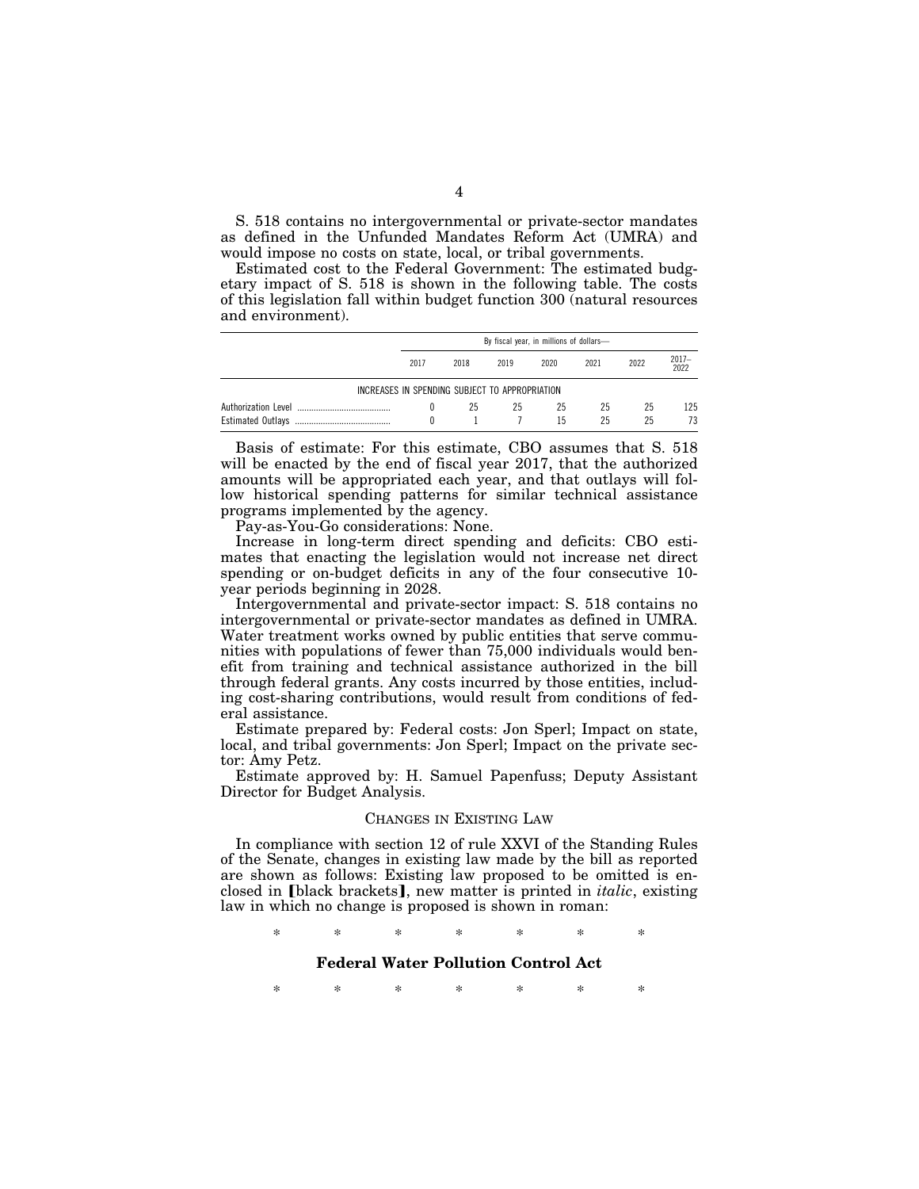S. 518 contains no intergovernmental or private-sector mandates as defined in the Unfunded Mandates Reform Act (UMRA) and would impose no costs on state, local, or tribal governments.

Estimated cost to the Federal Government: The estimated budgetary impact of S. 518 is shown in the following table. The costs of this legislation fall within budget function 300 (natural resources and environment).

| | By fiscal year, in millions of dollars— | | | | | | |
|---|---|---|---|---|---|---|---|
| | 2017 | 2018 | 2019 | 2020 | 2021 | 2022 | 2017–2022 |
| INCREASES IN SPENDING SUBJECT TO APPROPRIATION | | | | | | | |
| Authorization Level | 0 | 25 | 25 | 25 | 25 | 25 | 125 |
| Estimated Outlays | 0 | 1 | 7 | 15 | 25 | 25 | 73 |

Basis of estimate: For this estimate, CBO assumes that S. 518 will be enacted by the end of fiscal year 2017, that the authorized amounts will be appropriated each year, and that outlays will follow historical spending patterns for similar technical assistance programs implemented by the agency.

Pay-as-You-Go considerations: None.

Increase in long-term direct spending and deficits: CBO estimates that enacting the legislation would not increase net direct spending or on-budget deficits in any of the four consecutive 10-year periods beginning in 2028.

Intergovernmental and private-sector impact: S. 518 contains no intergovernmental or private-sector mandates as defined in UMRA. Water treatment works owned by public entities that serve communities with populations of fewer than 75,000 individuals would benefit from training and technical assistance authorized in the bill through federal grants. Any costs incurred by those entities, including cost-sharing contributions, would result from conditions of federal assistance.

Estimate prepared by: Federal costs: Jon Sperl; Impact on state, local, and tribal governments: Jon Sperl; Impact on the private sector: Amy Petz.

Estimate approved by: H. Samuel Papenfuss; Deputy Assistant Director for Budget Analysis.

## CHANGES IN EXISTING LAW

In compliance with section 12 of rule XXVI of the Standing Rules of the Senate, changes in existing law made by the bill as reported are shown as follows: Existing law proposed to be omitted is enclosed in [black brackets], new matter is printed in *italic*, existing law in which no change is proposed is shown in roman:

\* \* \* \* \* \* \*

### Federal Water Pollution Control Act

\* \* \* \* \* \* \*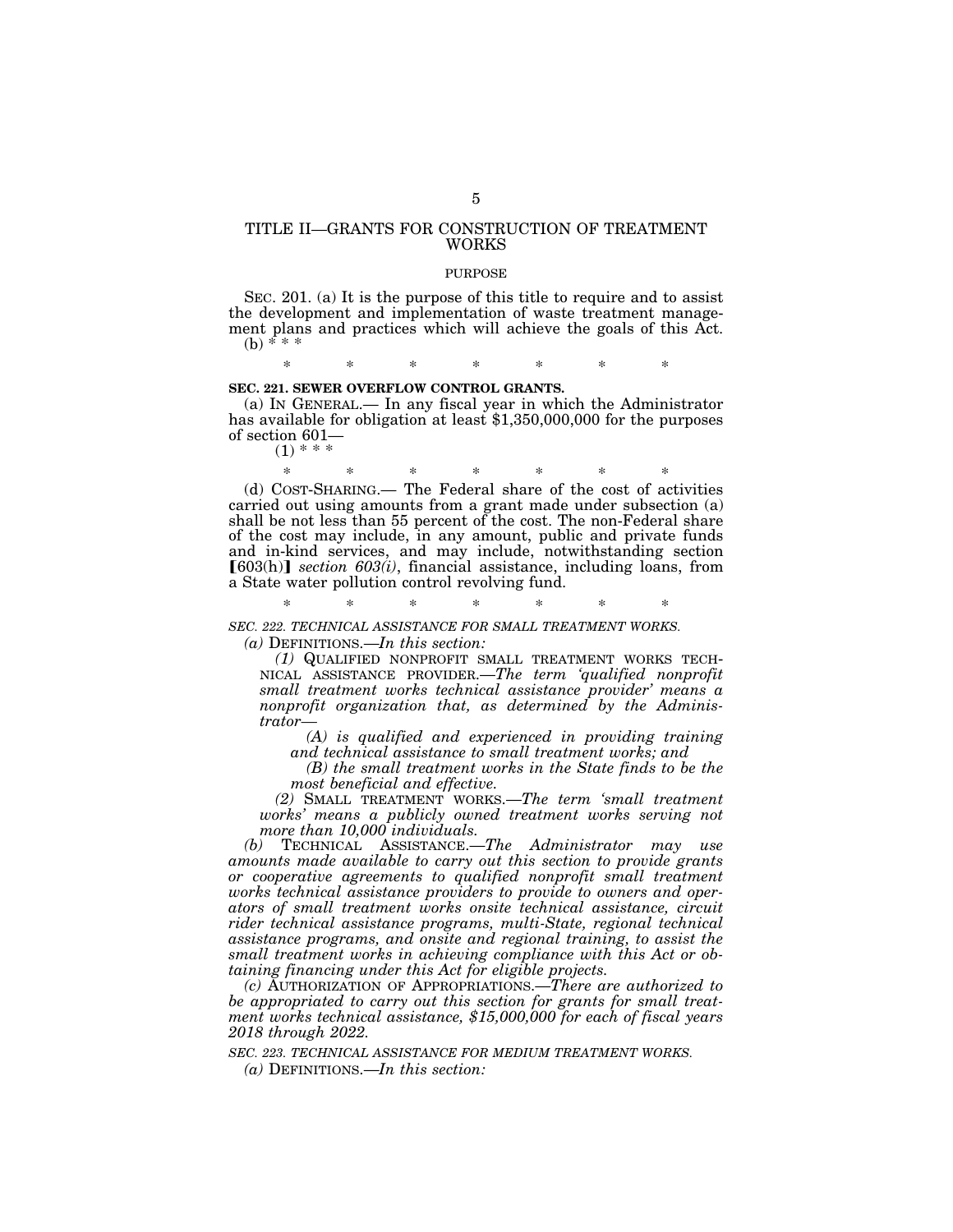## TITLE II—GRANTS FOR CONSTRUCTION OF TREATMENT WORKS

### PURPOSE

SEC. 201. (a) It is the purpose of this title to require and to assist the development and implementation of waste treatment management plans and practices which will achieve the goals of this Act.

(b) * * *

\* \* \* \* \* \* \*

**SEC. 221. SEWER OVERFLOW CONTROL GRANTS.**

(a) IN GENERAL.— In any fiscal year in which the Administrator has available for obligation at least $1,350,000,000 for the purposes of section 601—

(1) * * *

\* \* \* \* \* \* \*

(d) COST-SHARING.— The Federal share of the cost of activities carried out using amounts from a grant made under subsection (a) shall be not less than 55 percent of the cost. The non-Federal share of the cost may include, in any amount, public and private funds and in-kind services, and may include, notwithstanding section [603(h)] *section 603(i)*, financial assistance, including loans, from a State water pollution control revolving fund.

\* \* \* \* \* \* \*

*SEC. 222. TECHNICAL ASSISTANCE FOR SMALL TREATMENT WORKS.*

*(a)* DEFINITIONS.—*In this section:*

*(1)* QUALIFIED NONPROFIT SMALL TREATMENT WORKS TECHNICAL ASSISTANCE PROVIDER.—*The term 'qualified nonprofit small treatment works technical assistance provider' means a nonprofit organization that, as determined by the Administrator—*

*(A) is qualified and experienced in providing training and technical assistance to small treatment works; and*

*(B) the small treatment works in the State finds to be the most beneficial and effective.*

*(2)* SMALL TREATMENT WORKS.—*The term 'small treatment works' means a publicly owned treatment works serving not more than 10,000 individuals.*

*(b)* TECHNICAL ASSISTANCE.—*The Administrator may use amounts made available to carry out this section to provide grants or cooperative agreements to qualified nonprofit small treatment works technical assistance providers to provide to owners and operators of small treatment works onsite technical assistance, circuit rider technical assistance programs, multi-State, regional technical assistance programs, and onsite and regional training, to assist the small treatment works in achieving compliance with this Act or obtaining financing under this Act for eligible projects.*

*(c)* AUTHORIZATION OF APPROPRIATIONS.—*There are authorized to be appropriated to carry out this section for grants for small treatment works technical assistance, $15,000,000 for each of fiscal years 2018 through 2022.*

*SEC. 223. TECHNICAL ASSISTANCE FOR MEDIUM TREATMENT WORKS.*

*(a)* DEFINITIONS.—*In this section:*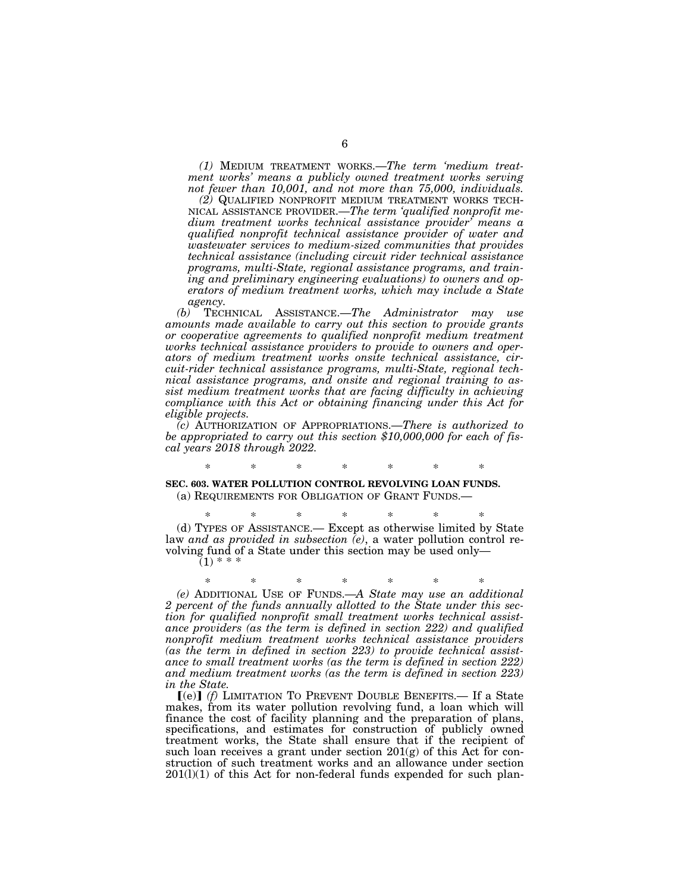*(1)* MEDIUM TREATMENT WORKS.—*The term 'medium treatment works' means a publicly owned treatment works serving not fewer than 10,001, and not more than 75,000, individuals.*

*(2)* QUALIFIED NONPROFIT MEDIUM TREATMENT WORKS TECHNICAL ASSISTANCE PROVIDER.—*The term 'qualified nonprofit medium treatment works technical assistance provider' means a qualified nonprofit technical assistance provider of water and wastewater services to medium-sized communities that provides technical assistance (including circuit rider technical assistance programs, multi-State, regional assistance programs, and training and preliminary engineering evaluations) to owners and operators of medium treatment works, which may include a State agency.*

*(b)* TECHNICAL ASSISTANCE.—*The Administrator may use amounts made available to carry out this section to provide grants or cooperative agreements to qualified nonprofit medium treatment works technical assistance providers to provide to owners and operators of medium treatment works onsite technical assistance, circuit-rider technical assistance programs, multi-State, regional technical assistance programs, and onsite and regional training to assist medium treatment works that are facing difficulty in achieving compliance with this Act or obtaining financing under this Act for eligible projects.*

*(c)* AUTHORIZATION OF APPROPRIATIONS.—*There is authorized to be appropriated to carry out this section $10,000,000 for each of fiscal years 2018 through 2022.*

\* \* \* \* \* \* \*

**SEC. 603. WATER POLLUTION CONTROL REVOLVING LOAN FUNDS.**

(a) REQUIREMENTS FOR OBLIGATION OF GRANT FUNDS.—

\* \* \* \* \* \* \*

(d) TYPES OF ASSISTANCE.— Except as otherwise limited by State law *and as provided in subsection (e)*, a water pollution control revolving fund of a State under this section may be used only—

(1) \* \* \*

\* \* \* \* \* \* \*

*(e)* ADDITIONAL USE OF FUNDS.—*A State may use an additional 2 percent of the funds annually allotted to the State under this section for qualified nonprofit small treatment works technical assistance providers (as the term is defined in section 222) and qualified nonprofit medium treatment works technical assistance providers (as the term in defined in section 223) to provide technical assistance to small treatment works (as the term is defined in section 222) and medium treatment works (as the term is defined in section 223) in the State.*

【(e)】 *(f)* LIMITATION TO PREVENT DOUBLE BENEFITS.— If a State makes, from its water pollution revolving fund, a loan which will finance the cost of facility planning and the preparation of plans, specifications, and estimates for construction of publicly owned treatment works, the State shall ensure that if the recipient of such loan receives a grant under section 201(g) of this Act for construction of such treatment works and an allowance under section 201(l)(1) of this Act for non-federal funds expended for such plan-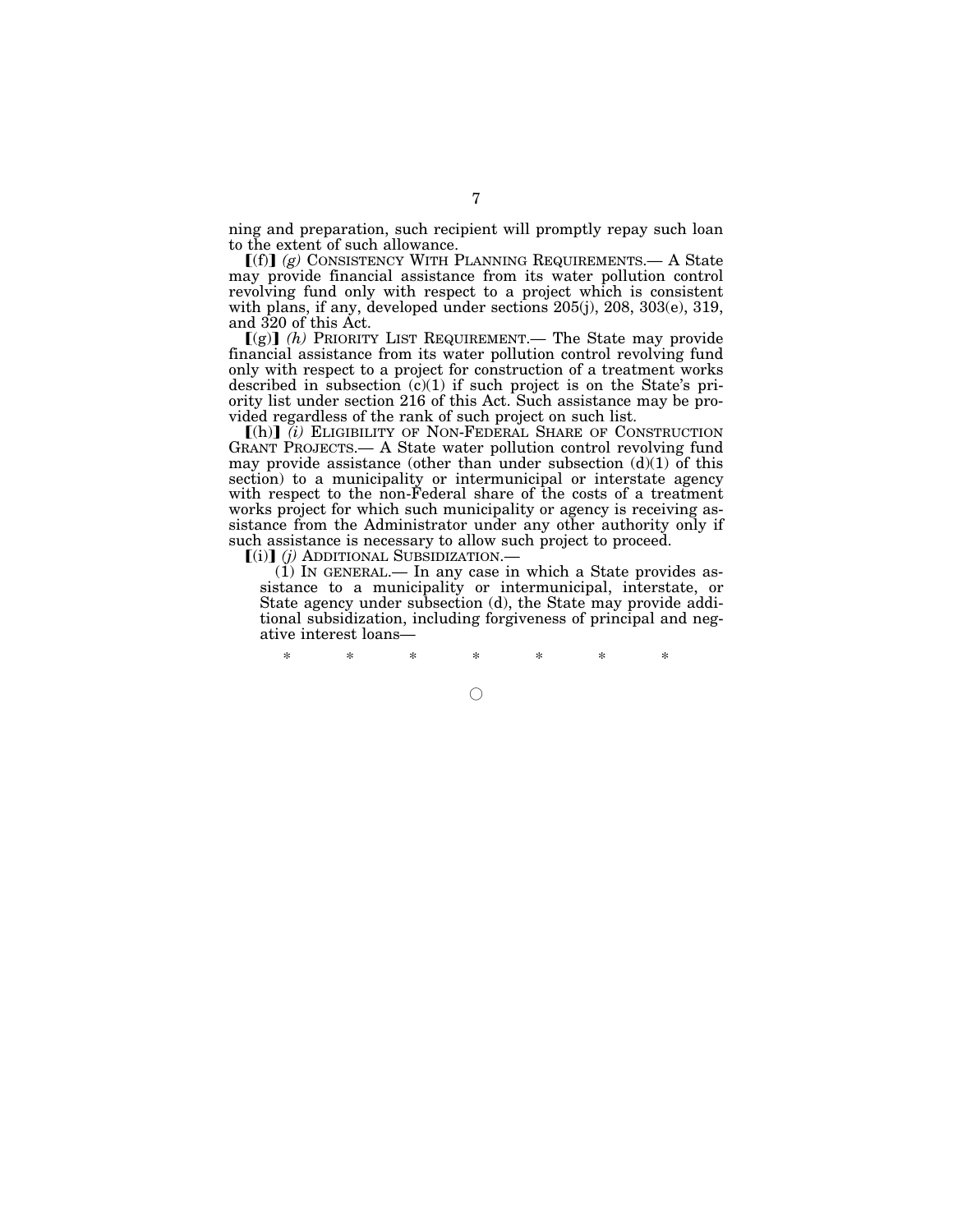ning and preparation, such recipient will promptly repay such loan to the extent of such allowance.

【(f)】 *(g)* CONSISTENCY WITH PLANNING REQUIREMENTS.— A State may provide financial assistance from its water pollution control revolving fund only with respect to a project which is consistent with plans, if any, developed under sections 205(j), 208, 303(e), 319, and 320 of this Act.

【(g)】 *(h)* PRIORITY LIST REQUIREMENT.— The State may provide financial assistance from its water pollution control revolving fund only with respect to a project for construction of a treatment works described in subsection (c)(1) if such project is on the State's priority list under section 216 of this Act. Such assistance may be provided regardless of the rank of such project on such list.

【(h)】 *(i)* ELIGIBILITY OF NON-FEDERAL SHARE OF CONSTRUCTION GRANT PROJECTS.— A State water pollution control revolving fund may provide assistance (other than under subsection (d)(1) of this section) to a municipality or intermunicipal or interstate agency with respect to the non-Federal share of the costs of a treatment works project for which such municipality or agency is receiving assistance from the Administrator under any other authority only if such assistance is necessary to allow such project to proceed.

【(i)】 *(j)* ADDITIONAL SUBSIDIZATION.—

(1) IN GENERAL.— In any case in which a State provides assistance to a municipality or intermunicipal, interstate, or State agency under subsection (d), the State may provide additional subsidization, including forgiveness of principal and negative interest loans—

\* \* \* \* \* \* \*

○